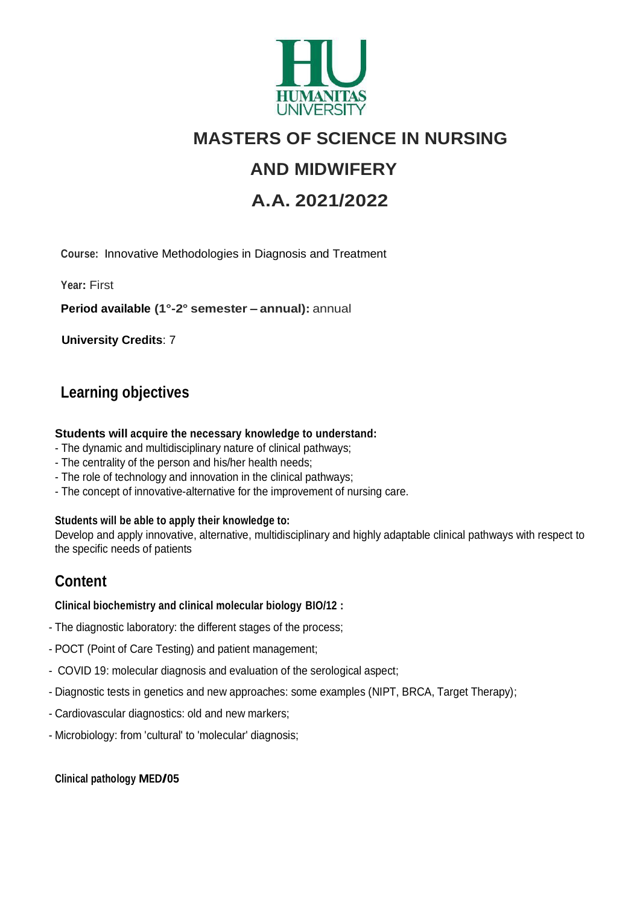HUMANITAS UNIVERSITY

# MASTERS OF SCIENCE IN NURSING AND MIDWIFERY

# A.A. 2021/2022

**Course:** Innovative Methodologies in Diagnosis and Treatment

**Year:** First

**Period available (1°-2° semester – annual):** annual

**University Credits**: 7

## Learning objectives

**Students will acquire the necessary knowledge to understand:**

- The dynamic and multidisciplinary nature of clinical pathways;
- The centrality of the person and his/her health needs;
- The role of technology and innovation in the clinical pathways;
- The concept of innovative-alternative for the improvement of nursing care.

**Students will be able to apply their knowledge to:**

Develop and apply innovative, alternative, multidisciplinary and highly adaptable clinical pathways with respect to the specific needs of patients

## Content

**Clinical biochemistry and clinical molecular biology BIO/12 :**

- The diagnostic laboratory: the different stages of the process;
- POCT (Point of Care Testing) and patient management;
- COVID 19: molecular diagnosis and evaluation of the serological aspect;
- Diagnostic tests in genetics and new approaches: some examples (NIPT, BRCA, Target Therapy);
- Cardiovascular diagnostics: old and new markers;
- Microbiology: from 'cultural' to 'molecular' diagnosis;

**Clinical pathology MED/05**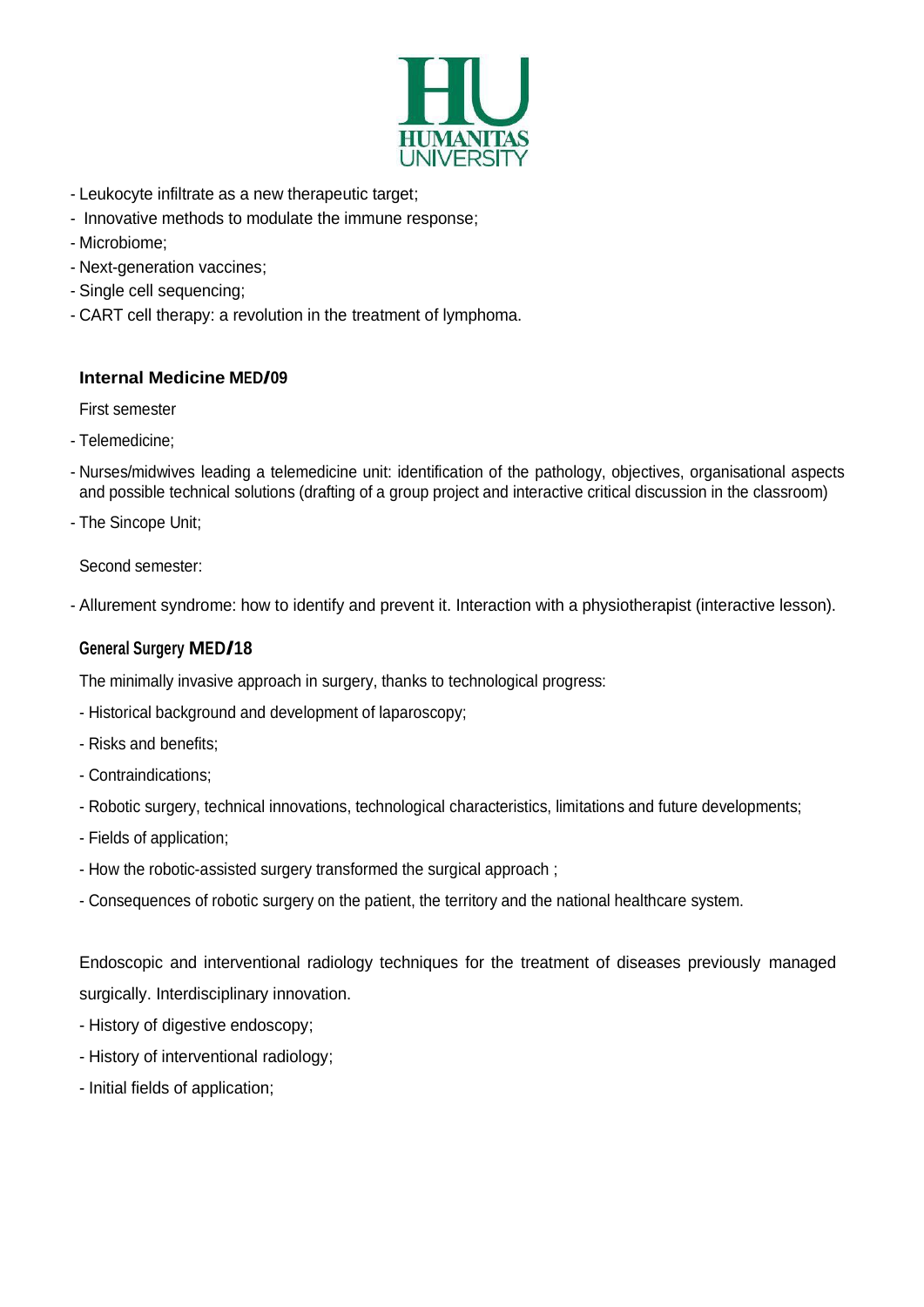- Leukocyte infiltrate as a new therapeutic target;
- Innovative methods to modulate the immune response;
- Microbiome;
- Next-generation vaccines;
- Single cell sequencing;
- CART cell therapy: a revolution in the treatment of lymphoma.

### Internal Medicine MED/09

First semester

- Telemedicine;
- Nurses/midwives leading a telemedicine unit: identification of the pathology, objectives, organisational aspects and possible technical solutions (drafting of a group project and interactive critical discussion in the classroom)
- The Sincope Unit;

Second semester:

- Allurement syndrome: how to identify and prevent it. Interaction with a physiotherapist (interactive lesson).

### General Surgery MED/18

The minimally invasive approach in surgery, thanks to technological progress:

- Historical background and development of laparoscopy;
- Risks and benefits;
- Contraindications;
- Robotic surgery, technical innovations, technological characteristics, limitations and future developments;
- Fields of application;
- How the robotic-assisted surgery transformed the surgical approach ;
- Consequences of robotic surgery on the patient, the territory and the national healthcare system.

Endoscopic and interventional radiology techniques for the treatment of diseases previously managed surgically. Interdisciplinary innovation.

- History of digestive endoscopy;
- History of interventional radiology;
- Initial fields of application;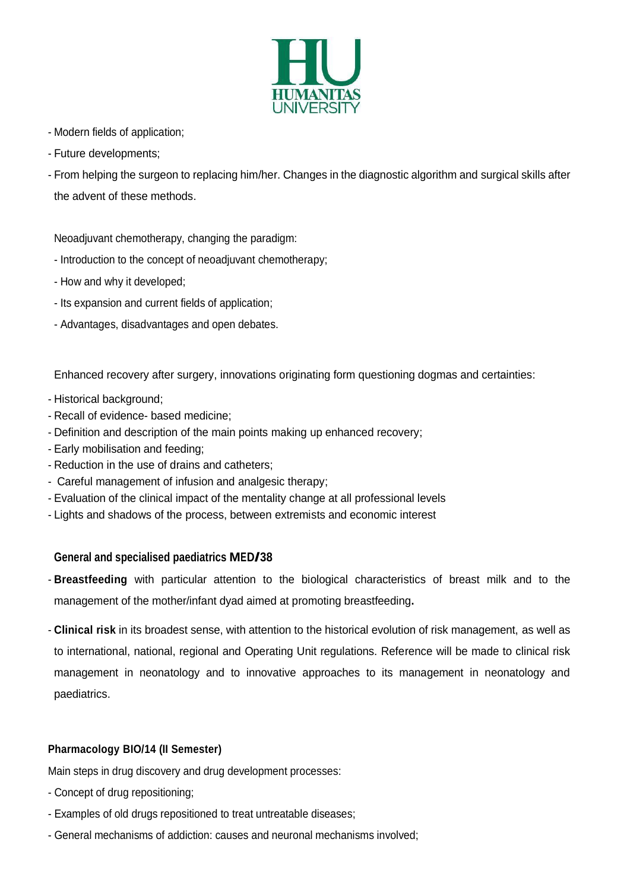- Modern fields of application;
- Future developments;
- From helping the surgeon to replacing him/her. Changes in the diagnostic algorithm and surgical skills after the advent of these methods.

Neoadjuvant chemotherapy, changing the paradigm:

- Introduction to the concept of neoadjuvant chemotherapy;
- How and why it developed;
- Its expansion and current fields of application;
- Advantages, disadvantages and open debates.

Enhanced recovery after surgery, innovations originating form questioning dogmas and certainties:

- Historical background;
- Recall of evidence- based medicine;
- Definition and description of the main points making up enhanced recovery;
- Early mobilisation and feeding;
- Reduction in the use of drains and catheters;
- Careful management of infusion and analgesic therapy;
- Evaluation of the clinical impact of the mentality change at all professional levels
- Lights and shadows of the process, between extremists and economic interest

**General and specialised paediatrics MED/38**

- **Breastfeeding** with particular attention to the biological characteristics of breast milk and to the management of the mother/infant dyad aimed at promoting breastfeeding**.**
- **Clinical risk** in its broadest sense, with attention to the historical evolution of risk management, as well as to international, national, regional and Operating Unit regulations. Reference will be made to clinical risk management in neonatology and to innovative approaches to its management in neonatology and paediatrics.

**Pharmacology BIO/14 (II Semester)**

Main steps in drug discovery and drug development processes:

- Concept of drug repositioning;
- Examples of old drugs repositioned to treat untreatable diseases;
- General mechanisms of addiction: causes and neuronal mechanisms involved;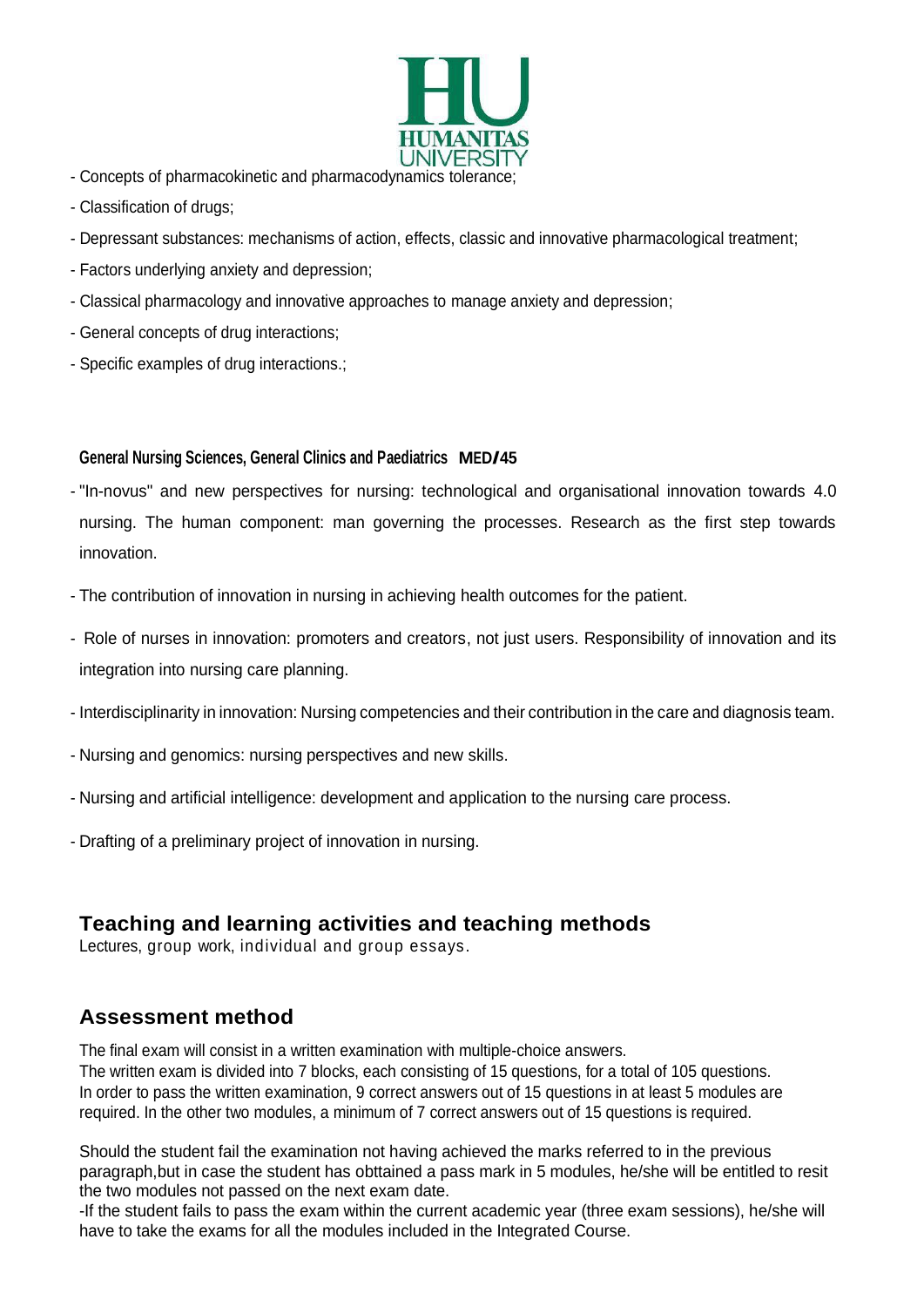- Concepts of pharmacokinetic and pharmacodynamics tolerance;
- Classification of drugs;
- Depressant substances: mechanisms of action, effects, classic and innovative pharmacological treatment;
- Factors underlying anxiety and depression;
- Classical pharmacology and innovative approaches to manage anxiety and depression;
- General concepts of drug interactions;
- Specific examples of drug interactions.;

**General Nursing Sciences, General Clinics and Paediatrics MED/45**

- "In-novus" and new perspectives for nursing: technological and organisational innovation towards 4.0 nursing. The human component: man governing the processes. Research as the first step towards innovation.
- The contribution of innovation in nursing in achieving health outcomes for the patient.
- Role of nurses in innovation: promoters and creators, not just users. Responsibility of innovation and its integration into nursing care planning.
- Interdisciplinarity in innovation: Nursing competencies and their contribution in the care and diagnosis team.
- Nursing and genomics: nursing perspectives and new skills.
- Nursing and artificial intelligence: development and application to the nursing care process.
- Drafting of a preliminary project of innovation in nursing.

## Teaching and learning activities and teaching methods

Lectures, group work, individual and group essays.

## Assessment method

The final exam will consist in a written examination with multiple-choice answers.
The written exam is divided into 7 blocks, each consisting of 15 questions, for a total of 105 questions.
In order to pass the written examination, 9 correct answers out of 15 questions in at least 5 modules are required. In the other two modules, a minimum of 7 correct answers out of 15 questions is required.

Should the student fail the examination not having achieved the marks referred to in the previous paragraph,but in case the student has obttained a pass mark in 5 modules, he/she will be entitled to resit the two modules not passed on the next exam date.
-If the student fails to pass the exam within the current academic year (three exam sessions), he/she will have to take the exams for all the modules included in the Integrated Course.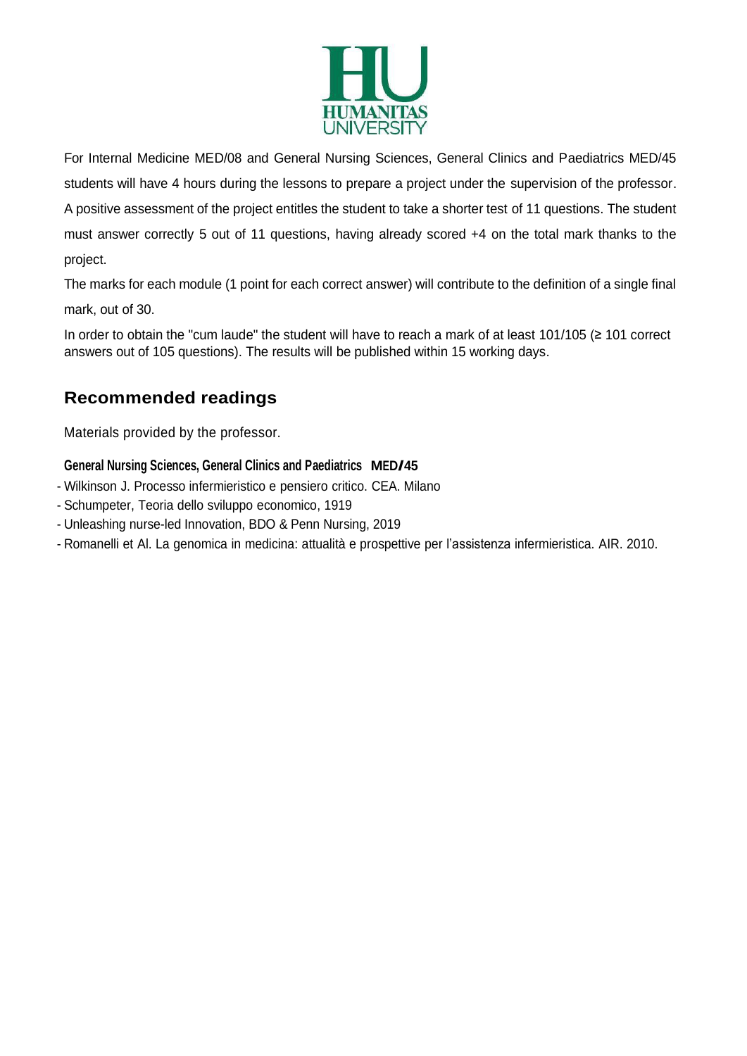For Internal Medicine MED/08 and General Nursing Sciences, General Clinics and Paediatrics MED/45 students will have 4 hours during the lessons to prepare a project under the supervision of the professor. A positive assessment of the project entitles the student to take a shorter test of 11 questions. The student must answer correctly 5 out of 11 questions, having already scored +4 on the total mark thanks to the project.

The marks for each module (1 point for each correct answer) will contribute to the definition of a single final mark, out of 30.

In order to obtain the "cum laude" the student will have to reach a mark of at least 101/105 (≥ 101 correct answers out of 105 questions). The results will be published within 15 working days.

## Recommended readings

Materials provided by the professor.

**General Nursing Sciences, General Clinics and Paediatrics MED/45**

- Wilkinson J. Processo infermieristico e pensiero critico. CEA. Milano
- Schumpeter, Teoria dello sviluppo economico, 1919
- Unleashing nurse-led Innovation, BDO & Penn Nursing, 2019
- Romanelli et Al. La genomica in medicina: attualità e prospettive per l'assistenza infermieristica. AIR. 2010.